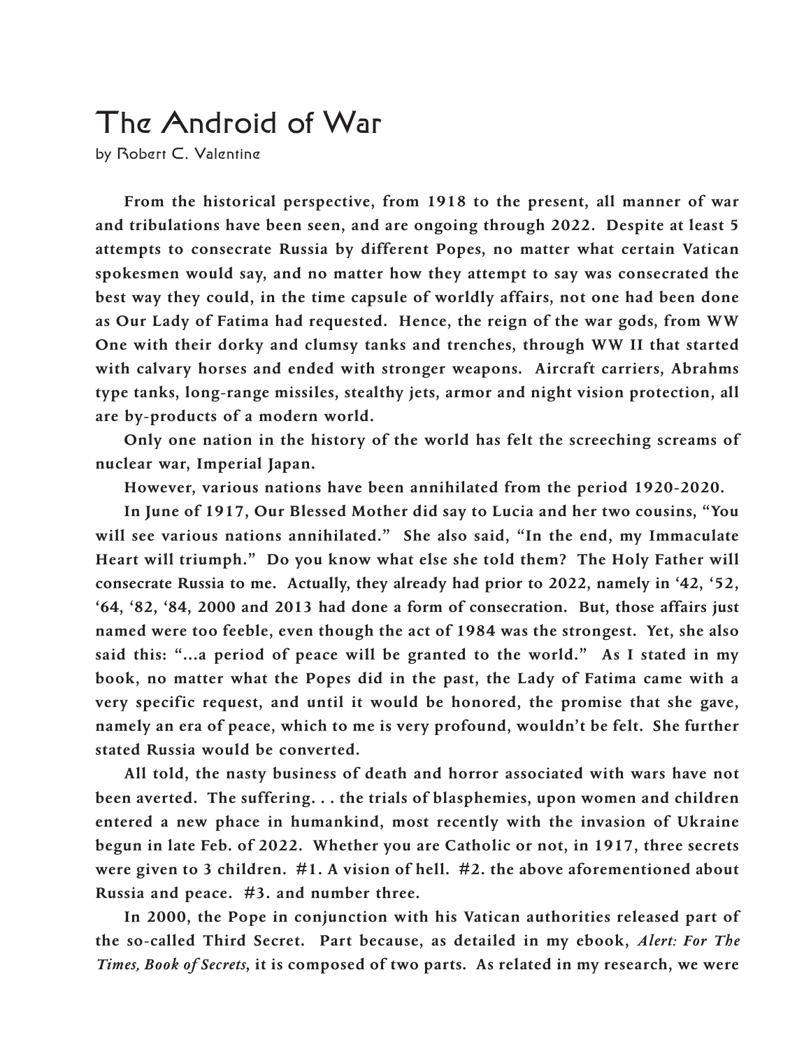# The Android of War

by Robert C. Valentine

**From the historical perspective, from 1918 to the present, all manner of war and tribulations have been seen, and are ongoing through 2022. Despite at least 5 attempts to consecrate Russia by different Popes, no matter what certain Vatican spokesmen would say, and no matter how they attempt to say was consecrated the best way they could, in the time capsule of worldly affairs, not one had been done as Our Lady of Fatima had requested. Hence, the reign of the war gods, from WW One with their dorky and clumsy tanks and trenches, through WW II that started with calvary horses and ended with stronger weapons. Aircraft carriers, Abrahms type tanks, long-range missiles, stealthy jets, armor and night vision protection, all are by-products of a modern world.**

**Only one nation in the history of the world has felt the screeching screams of nuclear war, Imperial Japan.**

**However, various nations have been annihilated from the period 1920-2020.**

**In June of 1917, Our Blessed Mother did say to Lucia and her two cousins, "You will see various nations annihilated." She also said, "In the end, my Immaculate Heart will triumph." Do you know what else she told them? The Holy Father will consecrate Russia to me. Actually, they already had prior to 2022, namely in '42, '52, '64, '82, '84, 2000 and 2013 had done a form of consecration. But, those affairs just named were too feeble, even though the act of 1984 was the strongest. Yet, she also said this: "...a period of peace will be granted to the world." As I stated in my book, no matter what the Popes did in the past, the Lady of Fatima came with a very specific request, and until it would be honored, the promise that she gave, namely an era of peace, which to me is very profound, wouldn't be felt. She further stated Russia would be converted.**

**All told, the nasty business of death and horror associated with wars have not been averted. The suffering. . . the trials of blasphemies, upon women and children entered a new phace in humankind, most recently with the invasion of Ukraine begun in late Feb. of 2022. Whether you are Catholic or not, in 1917, three secrets were given to 3 children. #1. A vision of hell. #2. the above aforementioned about Russia and peace. #3. and number three.**

**In 2000, the Pope in conjunction with his Vatican authorities released part of the so-called Third Secret. Part because, as detailed in my ebook, *Alert: For The Times, Book of Secrets*, it is composed of two parts. As related in my research, we were**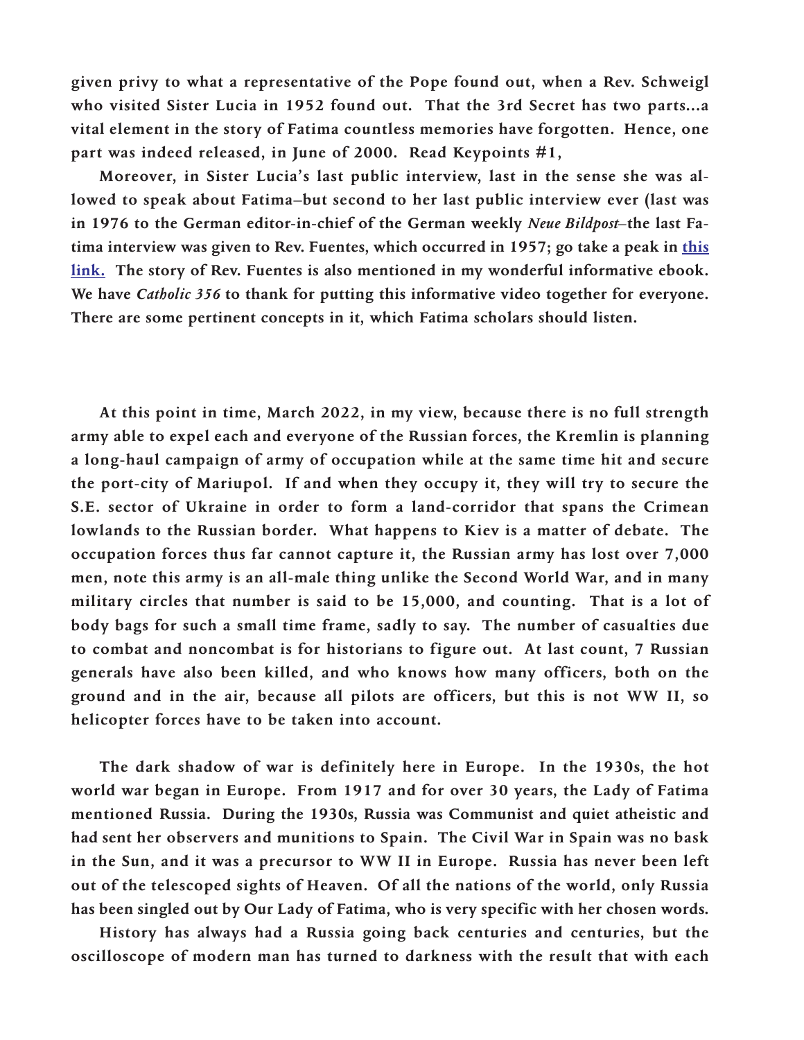given privy to what a representative of the Pope found out, when a Rev. Schweigl who visited Sister Lucia in 1952 found out. That the 3rd Secret has two parts...a vital element in the story of Fatima countless memories have forgotten. Hence, one part was indeed released, in June of 2000. Read Keypoints #1,

Moreover, in Sister Lucia's last public interview, last in the sense she was allowed to speak about Fatima–but second to her last public interview ever (last was in 1976 to the German editor-in-chief of the German weekly *Neue Bildpost*–the last Fatima interview was given to Rev. Fuentes, which occurred in 1957; go take a peak in this link. The story of Rev. Fuentes is also mentioned in my wonderful informative ebook. We have *Catholic 356* to thank for putting this informative video together for everyone. There are some pertinent concepts in it, which Fatima scholars should listen.

At this point in time, March 2022, in my view, because there is no full strength army able to expel each and everyone of the Russian forces, the Kremlin is planning a long-haul campaign of army of occupation while at the same time hit and secure the port-city of Mariupol. If and when they occupy it, they will try to secure the S.E. sector of Ukraine in order to form a land-corridor that spans the Crimean lowlands to the Russian border. What happens to Kiev is a matter of debate. The occupation forces thus far cannot capture it, the Russian army has lost over 7,000 men, note this army is an all-male thing unlike the Second World War, and in many military circles that number is said to be 15,000, and counting. That is a lot of body bags for such a small time frame, sadly to say. The number of casualties due to combat and noncombat is for historians to figure out. At last count, 7 Russian generals have also been killed, and who knows how many officers, both on the ground and in the air, because all pilots are officers, but this is not WW II, so helicopter forces have to be taken into account.

The dark shadow of war is definitely here in Europe. In the 1930s, the hot world war began in Europe. From 1917 and for over 30 years, the Lady of Fatima mentioned Russia. During the 1930s, Russia was Communist and quiet atheistic and had sent her observers and munitions to Spain. The Civil War in Spain was no bask in the Sun, and it was a precursor to WW II in Europe. Russia has never been left out of the telescoped sights of Heaven. Of all the nations of the world, only Russia has been singled out by Our Lady of Fatima, who is very specific with her chosen words.

History has always had a Russia going back centuries and centuries, but the oscilloscope of modern man has turned to darkness with the result that with each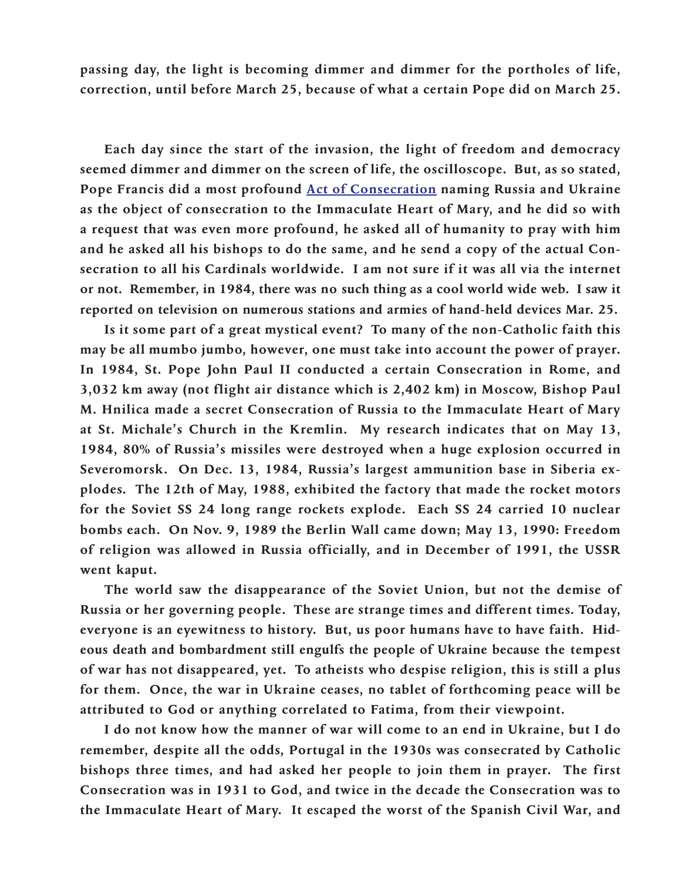**passing day, the light is becoming dimmer and dimmer for the portholes of life, correction, until before March 25, because of what a certain Pope did on March 25.**

**Each day since the start of the invasion, the light of freedom and democracy seemed dimmer and dimmer on the screen of life, the oscilloscope. But, as so stated, Pope Francis did a most profound [Act of Consecration] naming Russia and Ukraine as the object of consecration to the Immaculate Heart of Mary, and he did so with a request that was even more profound, he asked all of humanity to pray with him and he asked all his bishops to do the same, and he send a copy of the actual Consecration to all his Cardinals worldwide. I am not sure if it was all via the internet or not. Remember, in 1984, there was no such thing as a cool world wide web. I saw it reported on television on numerous stations and armies of hand-held devices Mar. 25.**

**Is it some part of a great mystical event? To many of the non-Catholic faith this may be all mumbo jumbo, however, one must take into account the power of prayer. In 1984, St. Pope John Paul II conducted a certain Consecration in Rome, and 3,032 km away (not flight air distance which is 2,402 km) in Moscow, Bishop Paul M. Hnilica made a secret Consecration of Russia to the Immaculate Heart of Mary at St. Michale's Church in the Kremlin. My research indicates that on May 13, 1984, 80% of Russia's missiles were destroyed when a huge explosion occurred in Severomorsk. On Dec. 13, 1984, Russia's largest ammunition base in Siberia explodes. The 12th of May, 1988, exhibited the factory that made the rocket motors for the Soviet SS 24 long range rockets explode. Each SS 24 carried 10 nuclear bombs each. On Nov. 9, 1989 the Berlin Wall came down; May 13, 1990: Freedom of religion was allowed in Russia officially, and in December of 1991, the USSR went kaput.**

**The world saw the disappearance of the Soviet Union, but not the demise of Russia or her governing people. These are strange times and different times. Today, everyone is an eyewitness to history. But, us poor humans have to have faith. Hideous death and bombardment still engulfs the people of Ukraine because the tempest of war has not disappeared, yet. To atheists who despise religion, this is still a plus for them. Once, the war in Ukraine ceases, no tablet of forthcoming peace will be attributed to God or anything correlated to Fatima, from their viewpoint.**

**I do not know how the manner of war will come to an end in Ukraine, but I do remember, despite all the odds, Portugal in the 1930s was consecrated by Catholic bishops three times, and had asked her people to join them in prayer. The first Consecration was in 1931 to God, and twice in the decade the Consecration was to the Immaculate Heart of Mary. It escaped the worst of the Spanish Civil War, and**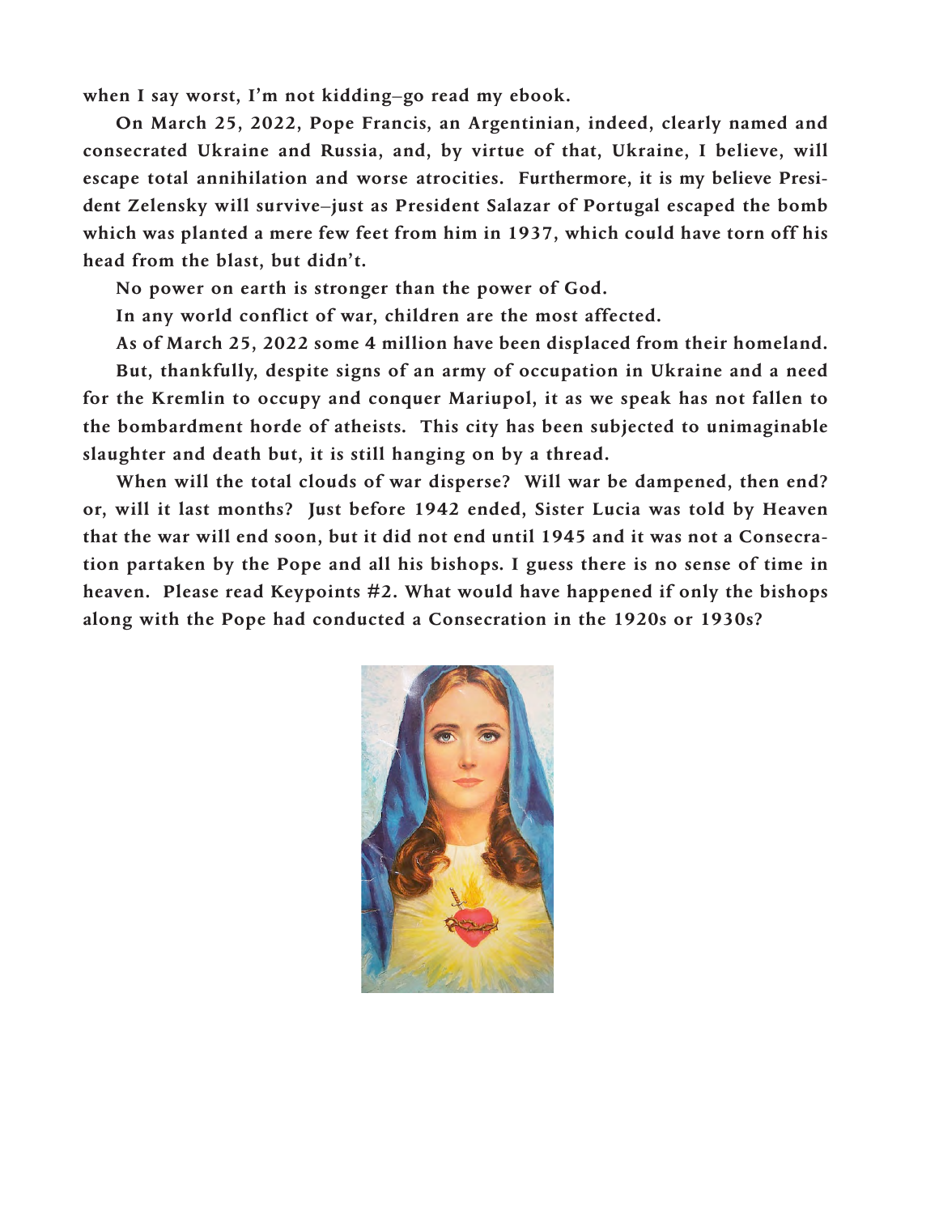when I say worst, I'm not kidding–go read my ebook.

On March 25, 2022, Pope Francis, an Argentinian, indeed, clearly named and consecrated Ukraine and Russia, and, by virtue of that, Ukraine, I believe, will escape total annihilation and worse atrocities. Furthermore, it is my believe President Zelensky will survive–just as President Salazar of Portugal escaped the bomb which was planted a mere few feet from him in 1937, which could have torn off his head from the blast, but didn't.

No power on earth is stronger than the power of God.

In any world conflict of war, children are the most affected.

As of March 25, 2022 some 4 million have been displaced from their homeland.

But, thankfully, despite signs of an army of occupation in Ukraine and a need for the Kremlin to occupy and conquer Mariupol, it as we speak has not fallen to the bombardment horde of atheists. This city has been subjected to unimaginable slaughter and death but, it is still hanging on by a thread.

When will the total clouds of war disperse? Will war be dampened, then end? or, will it last months? Just before 1942 ended, Sister Lucia was told by Heaven that the war will end soon, but it did not end until 1945 and it was not a Consecration partaken by the Pope and all his bishops. I guess there is no sense of time in heaven. Please read Keypoints #2. What would have happened if only the bishops along with the Pope had conducted a Consecration in the 1920s or 1930s?